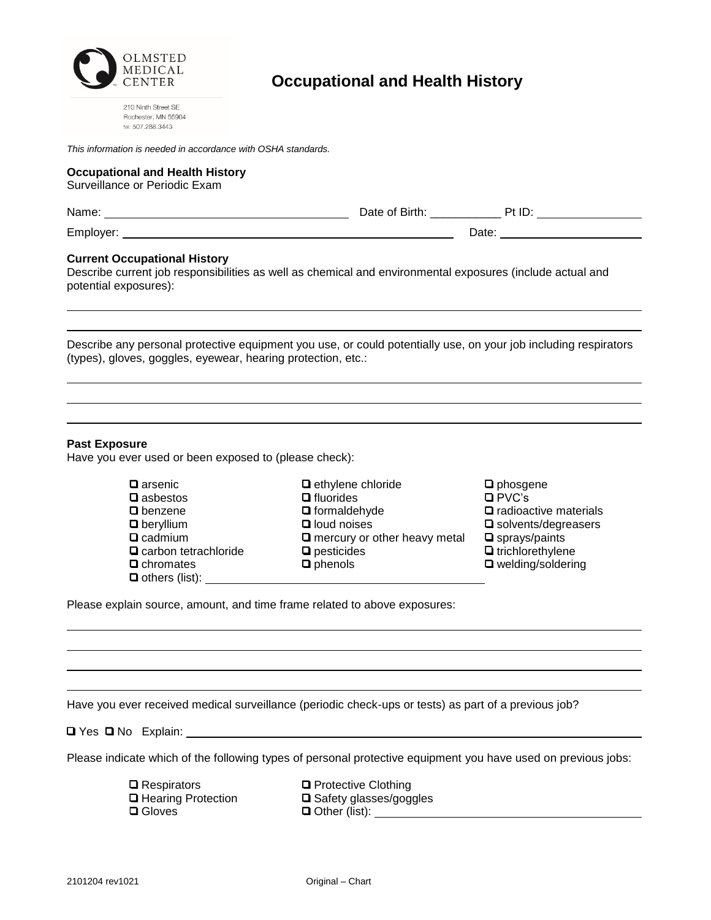OLMSTED MEDICAL CENTER

210 Ninth Street SE
Rochester, MN 55904
tel: 507.288.3443

# Occupational and Health History

*This information is needed in accordance with OSHA standards.*

**Occupational and Health History**
Surveillance or Periodic Exam

Name: ____________________________ Date of Birth: ___________ Pt ID: ______________

Employer: ____________________________________________ Date: __________________

**Current Occupational History**
Describe current job responsibilities as well as chemical and environmental exposures (include actual and potential exposures):

_______________________________________________________________________________

_______________________________________________________________________________

Describe any personal protective equipment you use, or could potentially use, on your job including respirators (types), gloves, goggles, eyewear, hearing protection, etc.:

_______________________________________________________________________________

_______________________________________________________________________________

_______________________________________________________________________________

**Past Exposure**
Have you ever used or been exposed to (please check):

- ☐ arsenic
- ☐ asbestos
- ☐ benzene
- ☐ beryllium
- ☐ cadmium
- ☐ carbon tetrachloride
- ☐ chromates
- ☐ ethylene chloride
- ☐ fluorides
- ☐ formaldehyde
- ☐ loud noises
- ☐ mercury or other heavy metal
- ☐ pesticides
- ☐ phenols
- ☐ phosgene
- ☐ PVC's
- ☐ radioactive materials
- ☐ solvents/degreasers
- ☐ sprays/paints
- ☐ trichlorethylene
- ☐ welding/soldering
- ☐ others (list): ______________________________

Please explain source, amount, and time frame related to above exposures:

_______________________________________________________________________________

_______________________________________________________________________________

_______________________________________________________________________________

_______________________________________________________________________________

Have you ever received medical surveillance (periodic check-ups or tests) as part of a previous job?

☐ Yes ☐ No Explain: ____________________________________________________________

Please indicate which of the following types of personal protective equipment you have used on previous jobs:

- ☐ Respirators
- ☐ Hearing Protection
- ☐ Gloves
- ☐ Protective Clothing
- ☐ Safety glasses/goggles
- ☐ Other (list): ______________________________

2101204 rev1021 Original – Chart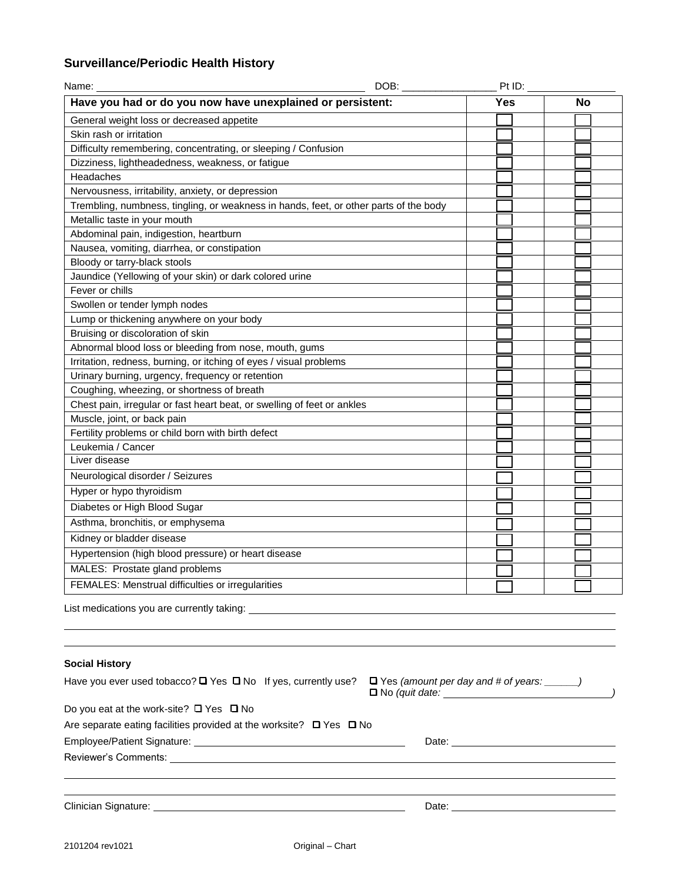## Surveillance/Periodic Health History

Name: ______________________________ DOB: ________________ Pt ID: ________________

| Have you had or do you now have unexplained or persistent: | Yes | No |
|---|---|---|
| General weight loss or decreased appetite | ☐ | ☐ |
| Skin rash or irritation | ☐ | ☐ |
| Difficulty remembering, concentrating, or sleeping / Confusion | ☐ | ☐ |
| Dizziness, lightheadedness, weakness, or fatigue | ☐ | ☐ |
| Headaches | ☐ | ☐ |
| Nervousness, irritability, anxiety, or depression | ☐ | ☐ |
| Trembling, numbness, tingling, or weakness in hands, feet, or other parts of the body | ☐ | ☐ |
| Metallic taste in your mouth | ☐ | ☐ |
| Abdominal pain, indigestion, heartburn | ☐ | ☐ |
| Nausea, vomiting, diarrhea, or constipation | ☐ | ☐ |
| Bloody or tarry-black stools | ☐ | ☐ |
| Jaundice (Yellowing of your skin) or dark colored urine | ☐ | ☐ |
| Fever or chills | ☐ | ☐ |
| Swollen or tender lymph nodes | ☐ | ☐ |
| Lump or thickening anywhere on your body | ☐ | ☐ |
| Bruising or discoloration of skin | ☐ | ☐ |
| Abnormal blood loss or bleeding from nose, mouth, gums | ☐ | ☐ |
| Irritation, redness, burning, or itching of eyes / visual problems | ☐ | ☐ |
| Urinary burning, urgency, frequency or retention | ☐ | ☐ |
| Coughing, wheezing, or shortness of breath | ☐ | ☐ |
| Chest pain, irregular or fast heart beat, or swelling of feet or ankles | ☐ | ☐ |
| Muscle, joint, or back pain | ☐ | ☐ |
| Fertility problems or child born with birth defect | ☐ | ☐ |
| Leukemia / Cancer | ☐ | ☐ |
| Liver disease | ☐ | ☐ |
| Neurological disorder / Seizures | ☐ | ☐ |
| Hyper or hypo thyroidism | ☐ | ☐ |
| Diabetes or High Blood Sugar | ☐ | ☐ |
| Asthma, bronchitis, or emphysema | ☐ | ☐ |
| Kidney or bladder disease | ☐ | ☐ |
| Hypertension (high blood pressure) or heart disease | ☐ | ☐ |
| MALES: Prostate gland problems | ☐ | ☐ |
| FEMALES: Menstrual difficulties or irregularities | ☐ | ☐ |

List medications you are currently taking: ____________________________________________

____________________________________________

____________________________________________

### Social History

Have you ever used tobacco? ☐ Yes ☐ No If yes, currently use? ☐ Yes *(amount per day and # of years: ______)*
☐ No *(quit date: ______________________)*

Do you eat at the work-site? ☐ Yes ☐ No

Are separate eating facilities provided at the worksite? ☐ Yes ☐ No

Employee/Patient Signature: ______________________________ Date: ____________________

Reviewer's Comments: ____________________________________________

____________________________________________

____________________________________________

Clinician Signature: ______________________________ Date: ____________________

2101204 rev1021 Original – Chart